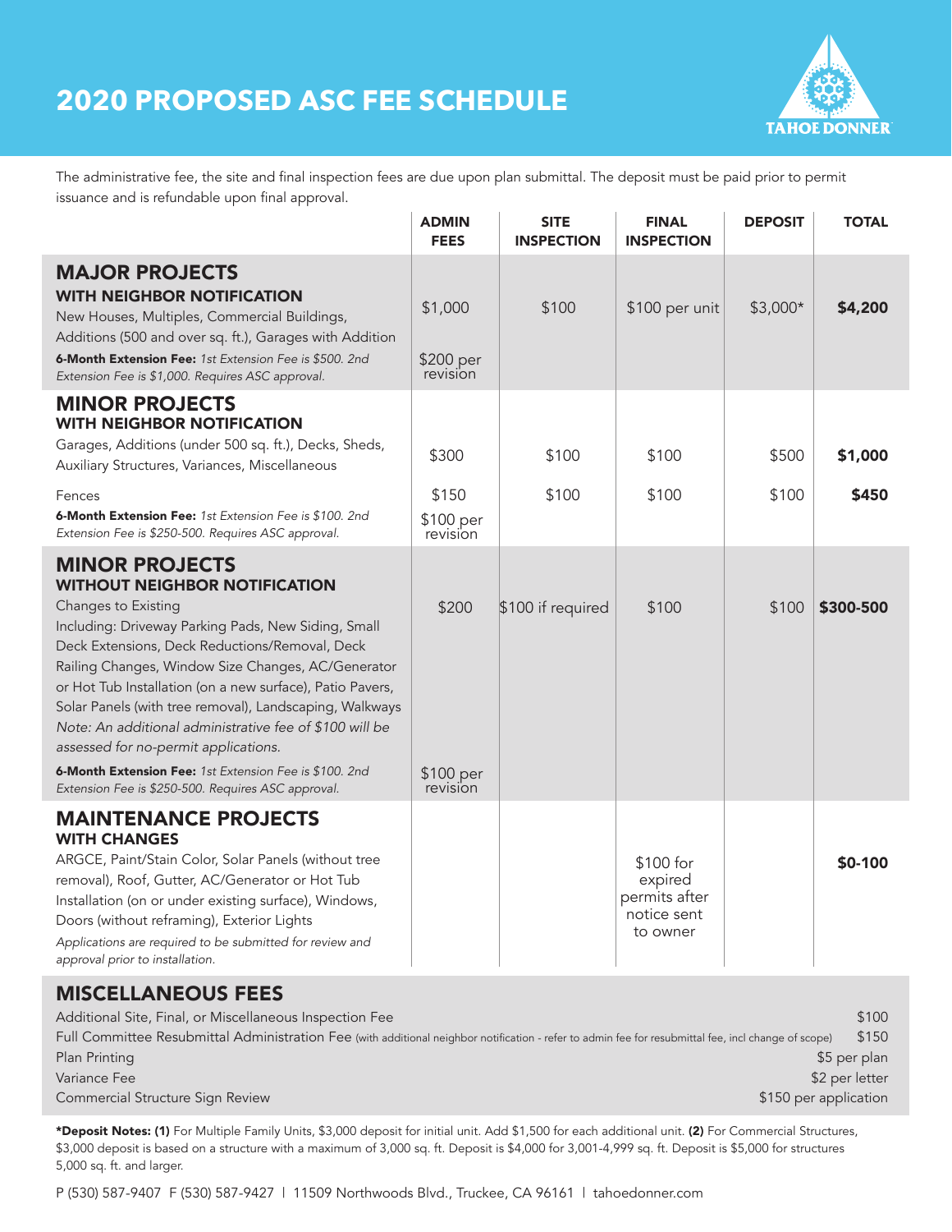# 2020 PROPOSED ASC FEE SCHEDULE

TAHOE DONNER

The administrative fee, the site and final inspection fees are due upon plan submittal. The deposit must be paid prior to permit issuance and is refundable upon final approval.

| | ADMIN FEES | SITE INSPECTION | FINAL INSPECTION | DEPOSIT | TOTAL |
|---|---|---|---|---|---|
| **MAJOR PROJECTS WITH NEIGHBOR NOTIFICATION**<br>New Houses, Multiples, Commercial Buildings, Additions (500 and over sq. ft.), Garages with Addition | $1,000 | $100 | $100 per unit | $3,000* | **$4,200** |
| **6-Month Extension Fee:** *1st Extension Fee is $500. 2nd Extension Fee is $1,000. Requires ASC approval.* | $200 per revision | | | | |
| **MINOR PROJECTS WITH NEIGHBOR NOTIFICATION**<br>Garages, Additions (under 500 sq. ft.), Decks, Sheds, Auxiliary Structures, Variances, Miscellaneous | $300 | $100 | $100 | $500 | **$1,000** |
| Fences | $150 | $100 | $100 | $100 | **$450** |
| **6-Month Extension Fee:** *1st Extension Fee is $100. 2nd Extension Fee is $250-500. Requires ASC approval.* | $100 per revision | | | | |
| **MINOR PROJECTS WITHOUT NEIGHBOR NOTIFICATION**<br>Changes to Existing<br>Including: Driveway Parking Pads, New Siding, Small Deck Extensions, Deck Reductions/Removal, Deck Railing Changes, Window Size Changes, AC/Generator or Hot Tub Installation (on a new surface), Patio Pavers, Solar Panels (with tree removal), Landscaping, Walkways<br>*Note: An additional administrative fee of $100 will be assessed for no-permit applications.* | $200 | $100 if required | $100 | $100 | **$300-500** |
| **6-Month Extension Fee:** *1st Extension Fee is $100. 2nd Extension Fee is $250-500. Requires ASC approval.* | $100 per revision | | | | |
| **MAINTENANCE PROJECTS WITH CHANGES**<br>ARGCE, Paint/Stain Color, Solar Panels (without tree removal), Roof, Gutter, AC/Generator or Hot Tub Installation (on or under existing surface), Windows, Doors (without reframing), Exterior Lights<br>*Applications are required to be submitted for review and approval prior to installation.* | | | $100 for expired permits after notice sent to owner | | **$0-100** |

## MISCELLANEOUS FEES

| | |
|---|---|
| Additional Site, Final, or Miscellaneous Inspection Fee | $100 |
| Full Committee Resubmittal Administration Fee (with additional neighbor notification - refer to admin fee for resubmittal fee, incl change of scope) | $150 |
| Plan Printing | $5 per plan |
| Variance Fee | $2 per letter |
| Commercial Structure Sign Review | $150 per application |

***Deposit Notes: (1)** For Multiple Family Units, $3,000 deposit for initial unit. Add $1,500 for each additional unit. **(2)** For Commercial Structures, $3,000 deposit is based on a structure with a maximum of 3,000 sq. ft. Deposit is $4,000 for 3,001-4,999 sq. ft. Deposit is $5,000 for structures 5,000 sq. ft. and larger.

P (530) 587-9407 F (530) 587-9427 | 11509 Northwoods Blvd., Truckee, CA 96161 | tahoedonner.com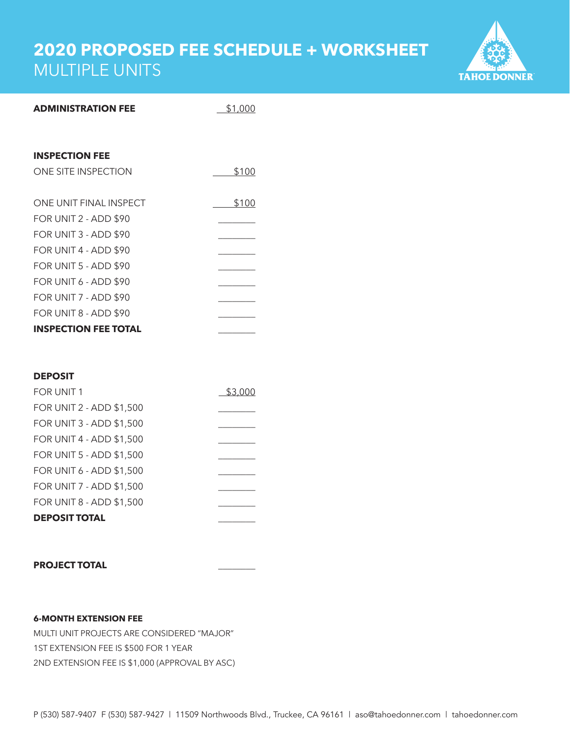# 2020 PROPOSED FEE SCHEDULE + WORKSHEET
## MULTIPLE UNITS

TAHOE DONNER

| | |
|---|---|
| **ADMINISTRATION FEE** | $1,000 |

**INSPECTION FEE**

| | |
|---|---|
| ONE SITE INSPECTION | $100 |
| ONE UNIT FINAL INSPECT | $100 |
| FOR UNIT 2 - ADD $90 | |
| FOR UNIT 3 - ADD $90 | |
| FOR UNIT 4 - ADD $90 | |
| FOR UNIT 5 - ADD $90 | |
| FOR UNIT 6 - ADD $90 | |
| FOR UNIT 7 - ADD $90 | |
| FOR UNIT 8 - ADD $90 | |
| **INSPECTION FEE TOTAL** | |

**DEPOSIT**

| | |
|---|---|
| FOR UNIT 1 | $3,000 |
| FOR UNIT 2 - ADD $1,500 | |
| FOR UNIT 3 - ADD $1,500 | |
| FOR UNIT 4 - ADD $1,500 | |
| FOR UNIT 5 - ADD $1,500 | |
| FOR UNIT 6 - ADD $1,500 | |
| FOR UNIT 7 - ADD $1,500 | |
| FOR UNIT 8 - ADD $1,500 | |
| **DEPOSIT TOTAL** | |

| | |
|---|---|
| **PROJECT TOTAL** | |

**6-MONTH EXTENSION FEE**

MULTI UNIT PROJECTS ARE CONSIDERED "MAJOR"

1ST EXTENSION FEE IS $500 FOR 1 YEAR

2ND EXTENSION FEE IS $1,000 (APPROVAL BY ASC)

P (530) 587-9407 F (530) 587-9427 | 11509 Northwoods Blvd., Truckee, CA 96161 | aso@tahoedonner.com | tahoedonner.com